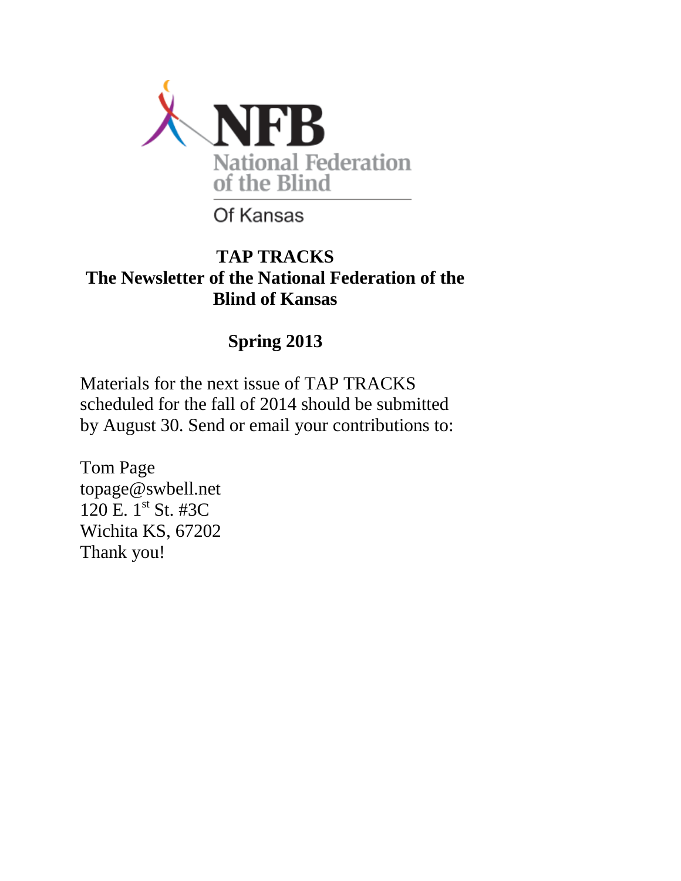NFB

National Federation of the Blind

Of Kansas

# TAP TRACKS

## The Newsletter of the National Federation of the Blind of Kansas

## Spring 2013

Materials for the next issue of TAP TRACKS scheduled for the fall of 2014 should be submitted by August 30. Send or email your contributions to:

Tom Page
topage@swbell.net
120 E. 1st St. #3C
Wichita KS, 67202
Thank you!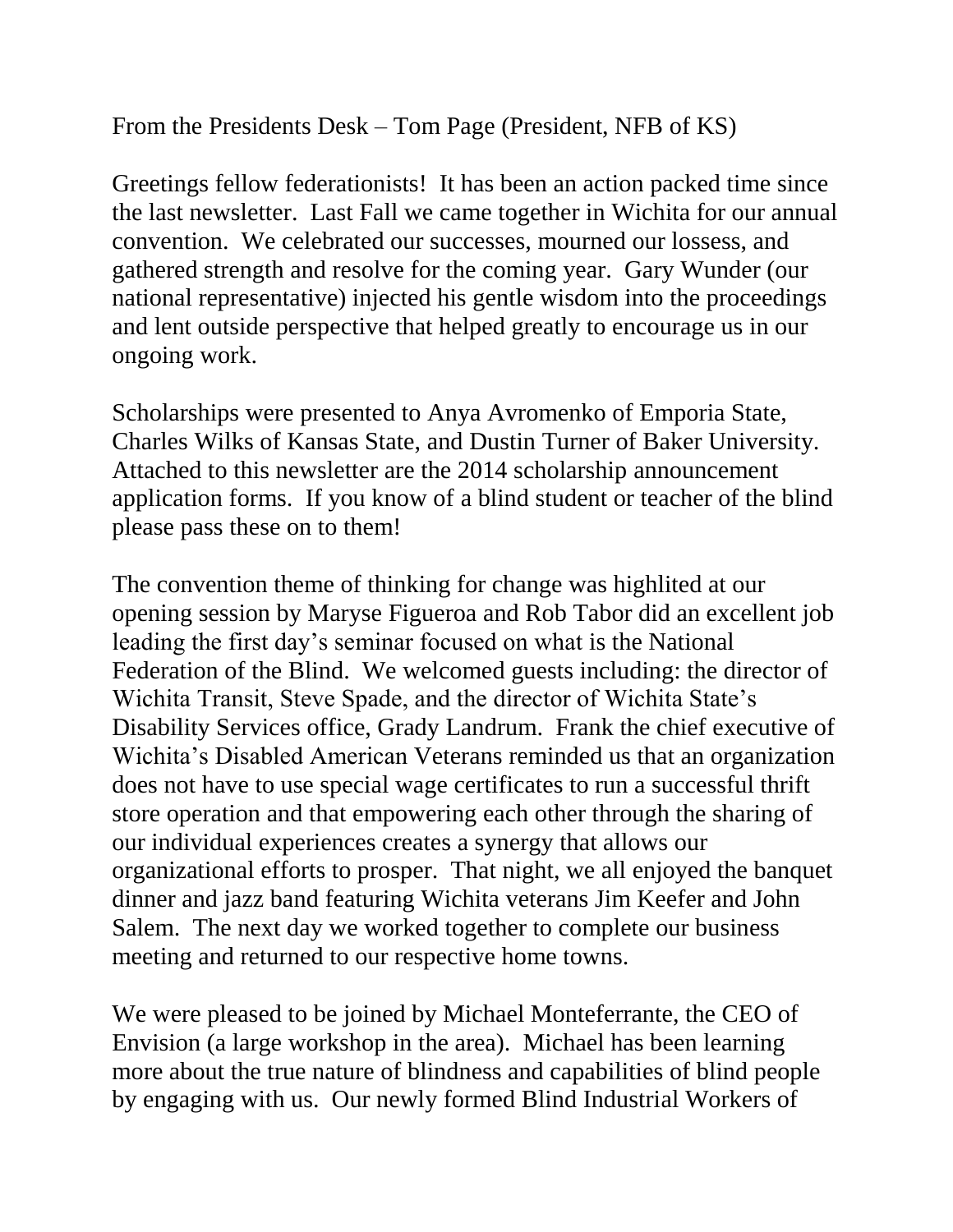From the Presidents Desk – Tom Page (President, NFB of KS)

Greetings fellow federationists! It has been an action packed time since the last newsletter. Last Fall we came together in Wichita for our annual convention. We celebrated our successes, mourned our lossess, and gathered strength and resolve for the coming year. Gary Wunder (our national representative) injected his gentle wisdom into the proceedings and lent outside perspective that helped greatly to encourage us in our ongoing work.

Scholarships were presented to Anya Avromenko of Emporia State, Charles Wilks of Kansas State, and Dustin Turner of Baker University. Attached to this newsletter are the 2014 scholarship announcement application forms. If you know of a blind student or teacher of the blind please pass these on to them!

The convention theme of thinking for change was highlited at our opening session by Maryse Figueroa and Rob Tabor did an excellent job leading the first day's seminar focused on what is the National Federation of the Blind. We welcomed guests including: the director of Wichita Transit, Steve Spade, and the director of Wichita State's Disability Services office, Grady Landrum. Frank the chief executive of Wichita's Disabled American Veterans reminded us that an organization does not have to use special wage certificates to run a successful thrift store operation and that empowering each other through the sharing of our individual experiences creates a synergy that allows our organizational efforts to prosper. That night, we all enjoyed the banquet dinner and jazz band featuring Wichita veterans Jim Keefer and John Salem. The next day we worked together to complete our business meeting and returned to our respective home towns.

We were pleased to be joined by Michael Monteferrante, the CEO of Envision (a large workshop in the area). Michael has been learning more about the true nature of blindness and capabilities of blind people by engaging with us. Our newly formed Blind Industrial Workers of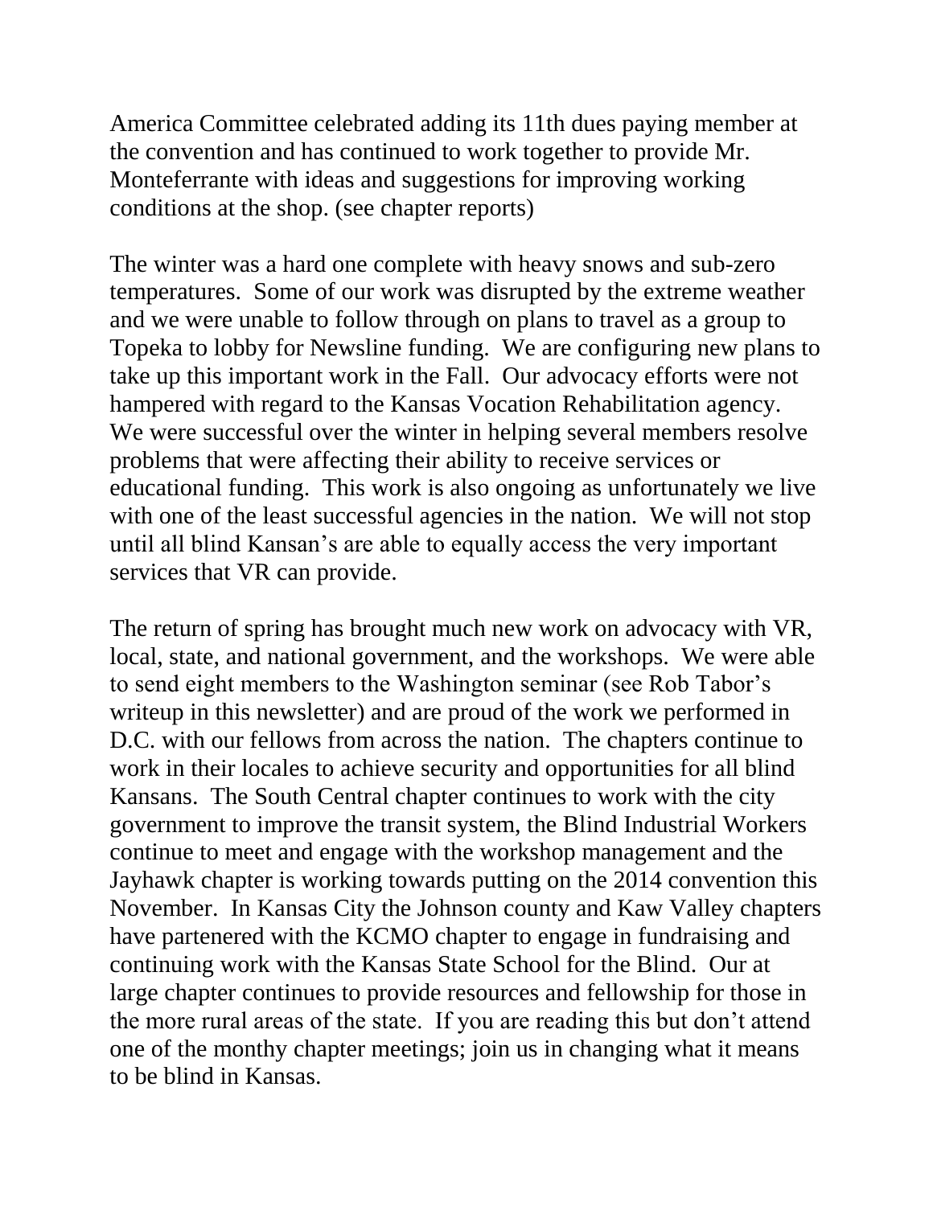America Committee celebrated adding its 11th dues paying member at the convention and has continued to work together to provide Mr. Monteferrante with ideas and suggestions for improving working conditions at the shop. (see chapter reports)

The winter was a hard one complete with heavy snows and sub-zero temperatures. Some of our work was disrupted by the extreme weather and we were unable to follow through on plans to travel as a group to Topeka to lobby for Newsline funding. We are configuring new plans to take up this important work in the Fall. Our advocacy efforts were not hampered with regard to the Kansas Vocation Rehabilitation agency. We were successful over the winter in helping several members resolve problems that were affecting their ability to receive services or educational funding. This work is also ongoing as unfortunately we live with one of the least successful agencies in the nation. We will not stop until all blind Kansan's are able to equally access the very important services that VR can provide.

The return of spring has brought much new work on advocacy with VR, local, state, and national government, and the workshops. We were able to send eight members to the Washington seminar (see Rob Tabor's writeup in this newsletter) and are proud of the work we performed in D.C. with our fellows from across the nation. The chapters continue to work in their locales to achieve security and opportunities for all blind Kansans. The South Central chapter continues to work with the city government to improve the transit system, the Blind Industrial Workers continue to meet and engage with the workshop management and the Jayhawk chapter is working towards putting on the 2014 convention this November. In Kansas City the Johnson county and Kaw Valley chapters have partenered with the KCMO chapter to engage in fundraising and continuing work with the Kansas State School for the Blind. Our at large chapter continues to provide resources and fellowship for those in the more rural areas of the state. If you are reading this but don't attend one of the monthy chapter meetings; join us in changing what it means to be blind in Kansas.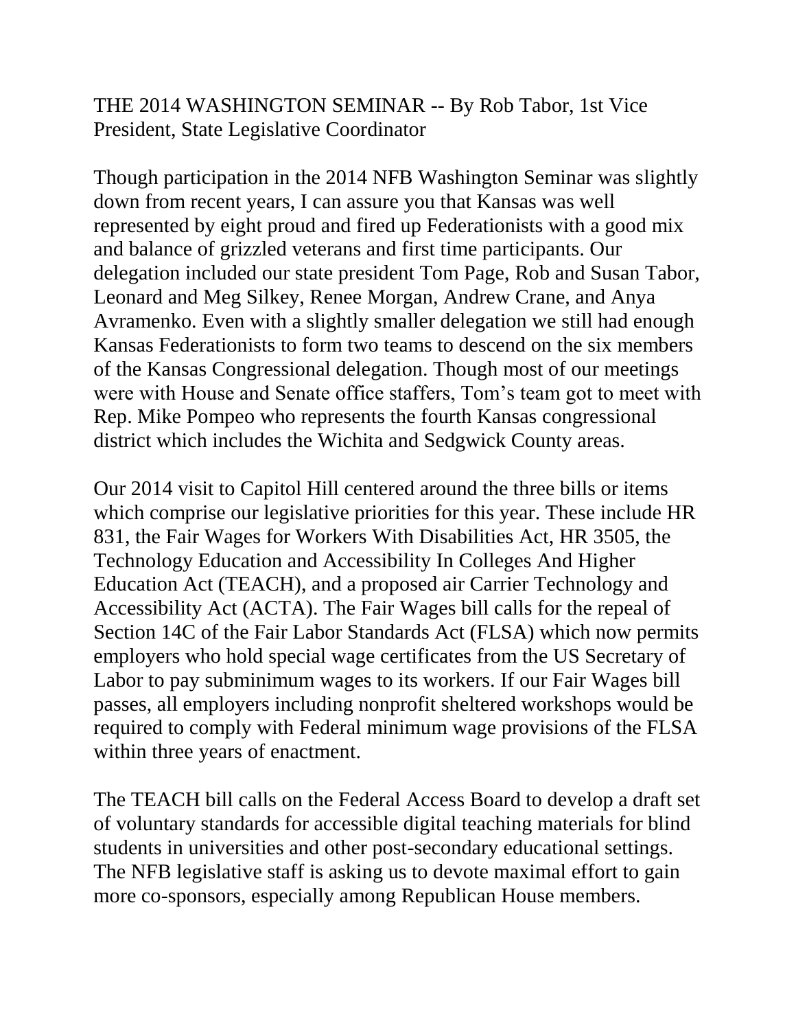## THE 2014 WASHINGTON SEMINAR -- By Rob Tabor, 1st Vice President, State Legislative Coordinator

Though participation in the 2014 NFB Washington Seminar was slightly down from recent years, I can assure you that Kansas was well represented by eight proud and fired up Federationists with a good mix and balance of grizzled veterans and first time participants. Our delegation included our state president Tom Page, Rob and Susan Tabor, Leonard and Meg Silkey, Renee Morgan, Andrew Crane, and Anya Avramenko. Even with a slightly smaller delegation we still had enough Kansas Federationists to form two teams to descend on the six members of the Kansas Congressional delegation. Though most of our meetings were with House and Senate office staffers, Tom's team got to meet with Rep. Mike Pompeo who represents the fourth Kansas congressional district which includes the Wichita and Sedgwick County areas.

Our 2014 visit to Capitol Hill centered around the three bills or items which comprise our legislative priorities for this year. These include HR 831, the Fair Wages for Workers With Disabilities Act, HR 3505, the Technology Education and Accessibility In Colleges And Higher Education Act (TEACH), and a proposed air Carrier Technology and Accessibility Act (ACTA). The Fair Wages bill calls for the repeal of Section 14C of the Fair Labor Standards Act (FLSA) which now permits employers who hold special wage certificates from the US Secretary of Labor to pay subminimum wages to its workers. If our Fair Wages bill passes, all employers including nonprofit sheltered workshops would be required to comply with Federal minimum wage provisions of the FLSA within three years of enactment.

The TEACH bill calls on the Federal Access Board to develop a draft set of voluntary standards for accessible digital teaching materials for blind students in universities and other post-secondary educational settings. The NFB legislative staff is asking us to devote maximal effort to gain more co-sponsors, especially among Republican House members.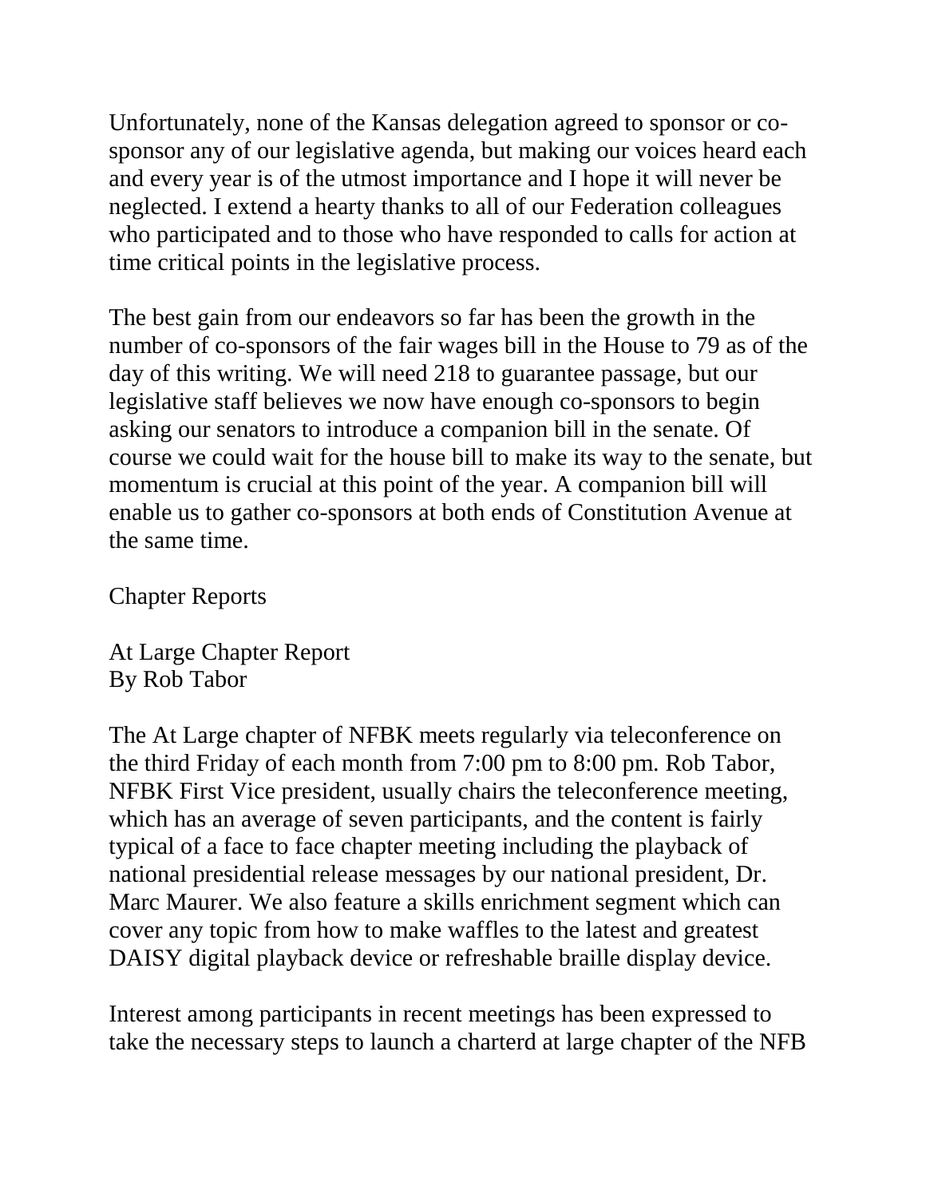Unfortunately, none of the Kansas delegation agreed to sponsor or co-sponsor any of our legislative agenda, but making our voices heard each and every year is of the utmost importance and I hope it will never be neglected. I extend a hearty thanks to all of our Federation colleagues who participated and to those who have responded to calls for action at time critical points in the legislative process.

The best gain from our endeavors so far has been the growth in the number of co-sponsors of the fair wages bill in the House to 79 as of the day of this writing. We will need 218 to guarantee passage, but our legislative staff believes we now have enough co-sponsors to begin asking our senators to introduce a companion bill in the senate. Of course we could wait for the house bill to make its way to the senate, but momentum is crucial at this point of the year. A companion bill will enable us to gather co-sponsors at both ends of Constitution Avenue at the same time.

## Chapter Reports

### At Large Chapter Report
By Rob Tabor

The At Large chapter of NFBK meets regularly via teleconference on the third Friday of each month from 7:00 pm to 8:00 pm. Rob Tabor, NFBK First Vice president, usually chairs the teleconference meeting, which has an average of seven participants, and the content is fairly typical of a face to face chapter meeting including the playback of national presidential release messages by our national president, Dr. Marc Maurer. We also feature a skills enrichment segment which can cover any topic from how to make waffles to the latest and greatest DAISY digital playback device or refreshable braille display device.

Interest among participants in recent meetings has been expressed to take the necessary steps to launch a charterd at large chapter of the NFB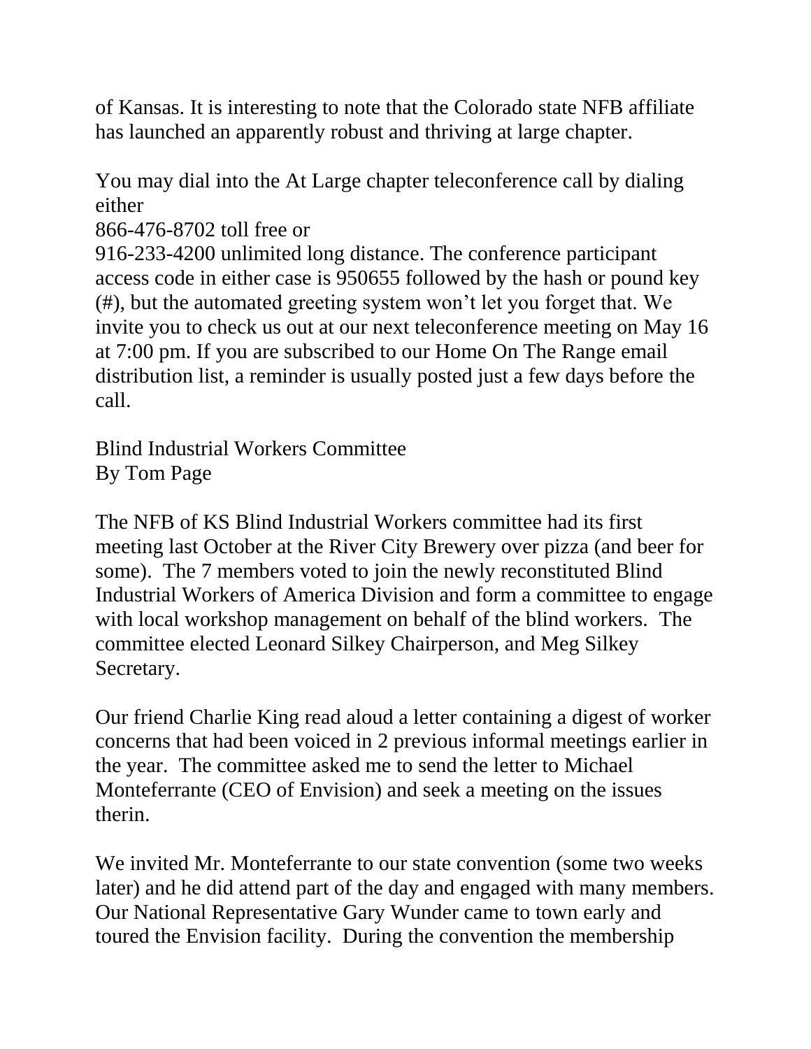of Kansas. It is interesting to note that the Colorado state NFB affiliate has launched an apparently robust and thriving at large chapter.

You may dial into the At Large chapter teleconference call by dialing either
866-476-8702 toll free or
916-233-4200 unlimited long distance. The conference participant access code in either case is 950655 followed by the hash or pound key (#), but the automated greeting system won't let you forget that. We invite you to check us out at our next teleconference meeting on May 16 at 7:00 pm. If you are subscribed to our Home On The Range email distribution list, a reminder is usually posted just a few days before the call.

## Blind Industrial Workers Committee
By Tom Page

The NFB of KS Blind Industrial Workers committee had its first meeting last October at the River City Brewery over pizza (and beer for some). The 7 members voted to join the newly reconstituted Blind Industrial Workers of America Division and form a committee to engage with local workshop management on behalf of the blind workers. The committee elected Leonard Silkey Chairperson, and Meg Silkey Secretary.

Our friend Charlie King read aloud a letter containing a digest of worker concerns that had been voiced in 2 previous informal meetings earlier in the year. The committee asked me to send the letter to Michael Monteferrante (CEO of Envision) and seek a meeting on the issues therin.

We invited Mr. Monteferrante to our state convention (some two weeks later) and he did attend part of the day and engaged with many members. Our National Representative Gary Wunder came to town early and toured the Envision facility. During the convention the membership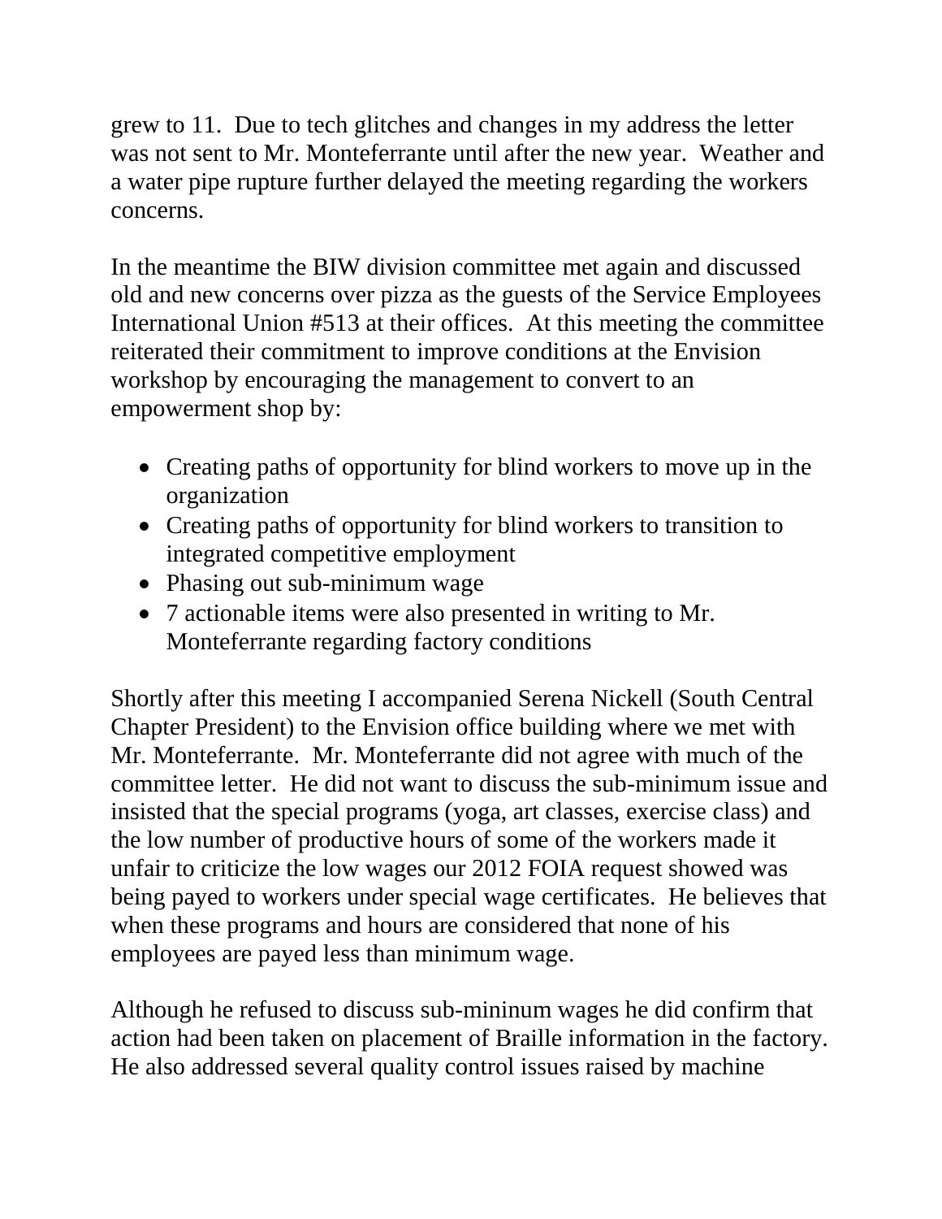grew to 11. Due to tech glitches and changes in my address the letter was not sent to Mr. Monteferrante until after the new year. Weather and a water pipe rupture further delayed the meeting regarding the workers concerns.

In the meantime the BIW division committee met again and discussed old and new concerns over pizza as the guests of the Service Employees International Union #513 at their offices. At this meeting the committee reiterated their commitment to improve conditions at the Envision workshop by encouraging the management to convert to an empowerment shop by:

- Creating paths of opportunity for blind workers to move up in the organization
- Creating paths of opportunity for blind workers to transition to integrated competitive employment
- Phasing out sub-minimum wage
- 7 actionable items were also presented in writing to Mr. Monteferrante regarding factory conditions

Shortly after this meeting I accompanied Serena Nickell (South Central Chapter President) to the Envision office building where we met with Mr. Monteferrante. Mr. Monteferrante did not agree with much of the committee letter. He did not want to discuss the sub-minimum issue and insisted that the special programs (yoga, art classes, exercise class) and the low number of productive hours of some of the workers made it unfair to criticize the low wages our 2012 FOIA request showed was being payed to workers under special wage certificates. He believes that when these programs and hours are considered that none of his employees are payed less than minimum wage.

Although he refused to discuss sub-mininum wages he did confirm that action had been taken on placement of Braille information in the factory. He also addressed several quality control issues raised by machine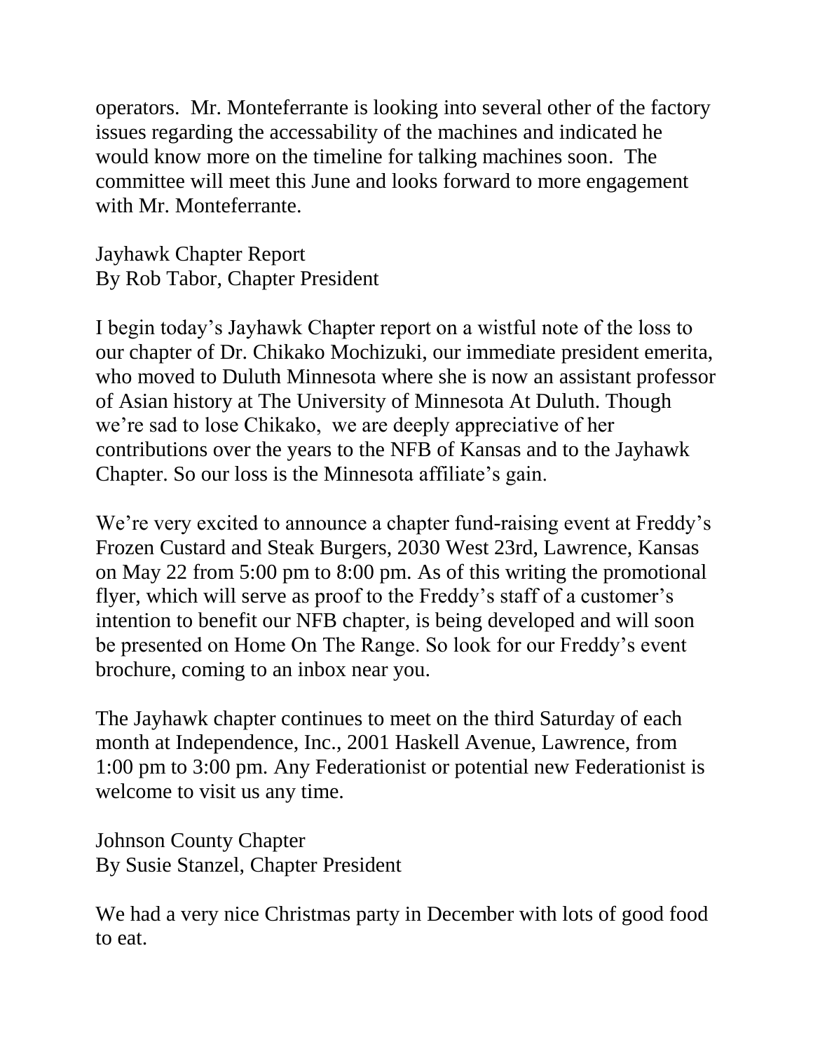operators. Mr. Monteferrante is looking into several other of the factory issues regarding the accessability of the machines and indicated he would know more on the timeline for talking machines soon. The committee will meet this June and looks forward to more engagement with Mr. Monteferrante.

## Jayhawk Chapter Report

By Rob Tabor, Chapter President

I begin today's Jayhawk Chapter report on a wistful note of the loss to our chapter of Dr. Chikako Mochizuki, our immediate president emerita, who moved to Duluth Minnesota where she is now an assistant professor of Asian history at The University of Minnesota At Duluth. Though we're sad to lose Chikako, we are deeply appreciative of her contributions over the years to the NFB of Kansas and to the Jayhawk Chapter. So our loss is the Minnesota affiliate's gain.

We're very excited to announce a chapter fund-raising event at Freddy's Frozen Custard and Steak Burgers, 2030 West 23rd, Lawrence, Kansas on May 22 from 5:00 pm to 8:00 pm. As of this writing the promotional flyer, which will serve as proof to the Freddy's staff of a customer's intention to benefit our NFB chapter, is being developed and will soon be presented on Home On The Range. So look for our Freddy's event brochure, coming to an inbox near you.

The Jayhawk chapter continues to meet on the third Saturday of each month at Independence, Inc., 2001 Haskell Avenue, Lawrence, from 1:00 pm to 3:00 pm. Any Federationist or potential new Federationist is welcome to visit us any time.

## Johnson County Chapter

By Susie Stanzel, Chapter President

We had a very nice Christmas party in December with lots of good food to eat.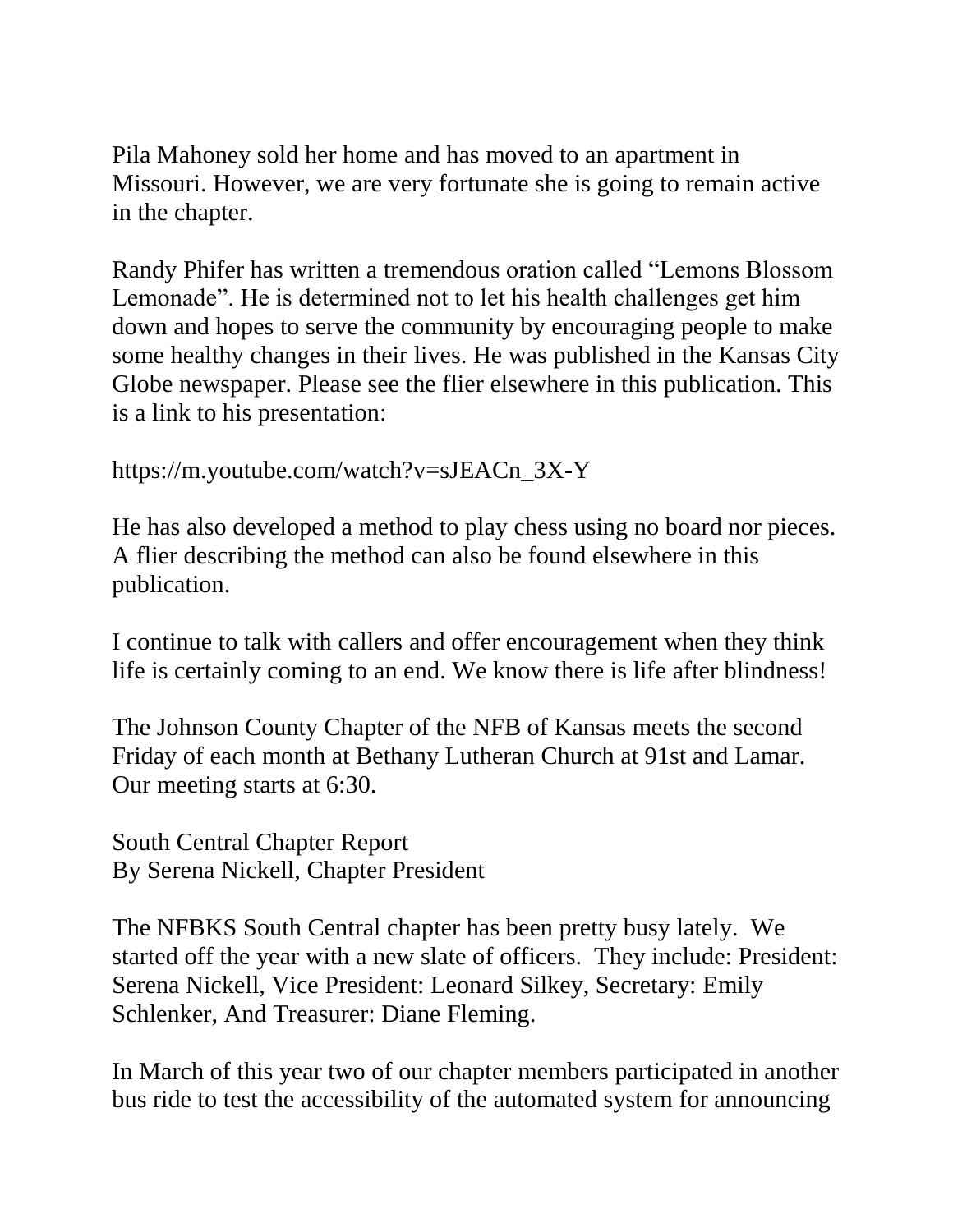Pila Mahoney sold her home and has moved to an apartment in Missouri. However, we are very fortunate she is going to remain active in the chapter.

Randy Phifer has written a tremendous oration called “Lemons Blossom Lemonade”. He is determined not to let his health challenges get him down and hopes to serve the community by encouraging people to make some healthy changes in their lives. He was published in the Kansas City Globe newspaper. Please see the flier elsewhere in this publication. This is a link to his presentation:

https://m.youtube.com/watch?v=sJEACn_3X-Y

He has also developed a method to play chess using no board nor pieces. A flier describing the method can also be found elsewhere in this publication.

I continue to talk with callers and offer encouragement when they think life is certainly coming to an end. We know there is life after blindness!

The Johnson County Chapter of the NFB of Kansas meets the second Friday of each month at Bethany Lutheran Church at 91st and Lamar. Our meeting starts at 6:30.

## South Central Chapter Report
By Serena Nickell, Chapter President

The NFBKS South Central chapter has been pretty busy lately. We started off the year with a new slate of officers. They include: President: Serena Nickell, Vice President: Leonard Silkey, Secretary: Emily Schlenker, And Treasurer: Diane Fleming.

In March of this year two of our chapter members participated in another bus ride to test the accessibility of the automated system for announcing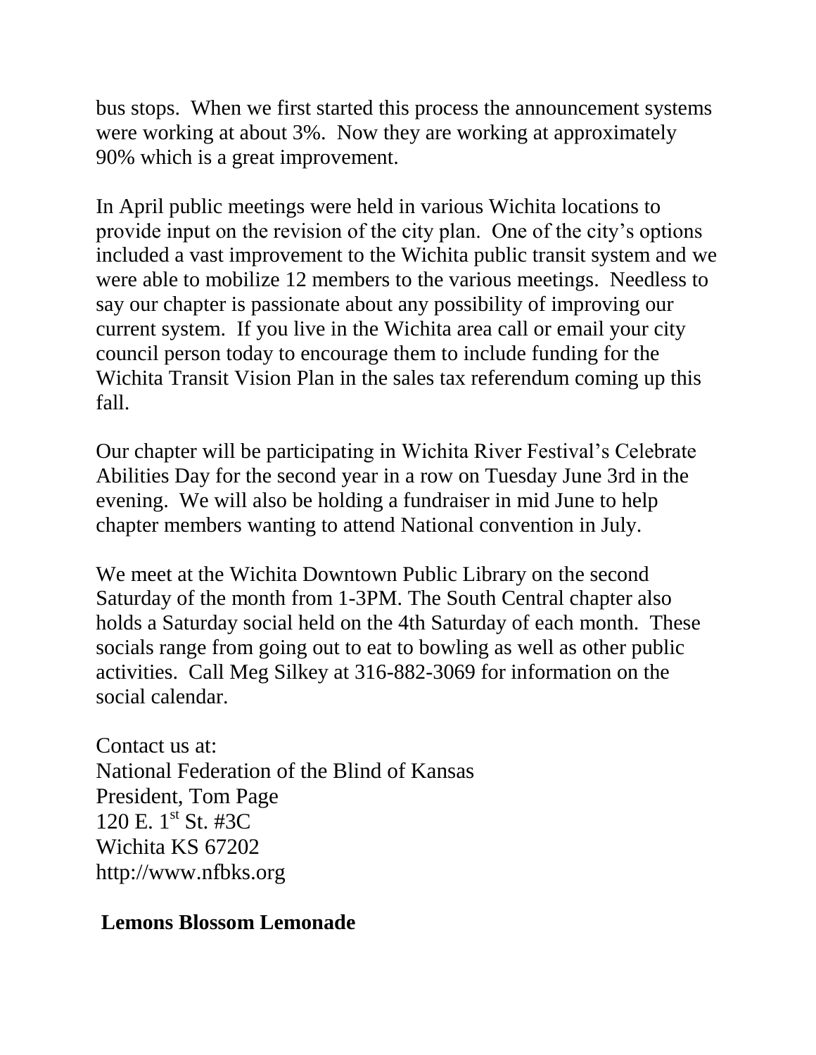bus stops. When we first started this process the announcement systems were working at about 3%. Now they are working at approximately 90% which is a great improvement.

In April public meetings were held in various Wichita locations to provide input on the revision of the city plan. One of the city's options included a vast improvement to the Wichita public transit system and we were able to mobilize 12 members to the various meetings. Needless to say our chapter is passionate about any possibility of improving our current system. If you live in the Wichita area call or email your city council person today to encourage them to include funding for the Wichita Transit Vision Plan in the sales tax referendum coming up this fall.

Our chapter will be participating in Wichita River Festival's Celebrate Abilities Day for the second year in a row on Tuesday June 3rd in the evening. We will also be holding a fundraiser in mid June to help chapter members wanting to attend National convention in July.

We meet at the Wichita Downtown Public Library on the second Saturday of the month from 1-3PM. The South Central chapter also holds a Saturday social held on the 4th Saturday of each month. These socials range from going out to eat to bowling as well as other public activities. Call Meg Silkey at 316-882-3069 for information on the social calendar.

Contact us at:
National Federation of the Blind of Kansas
President, Tom Page
120 E. 1st St. #3C
Wichita KS 67202
http://www.nfbks.org

**Lemons Blossom Lemonade**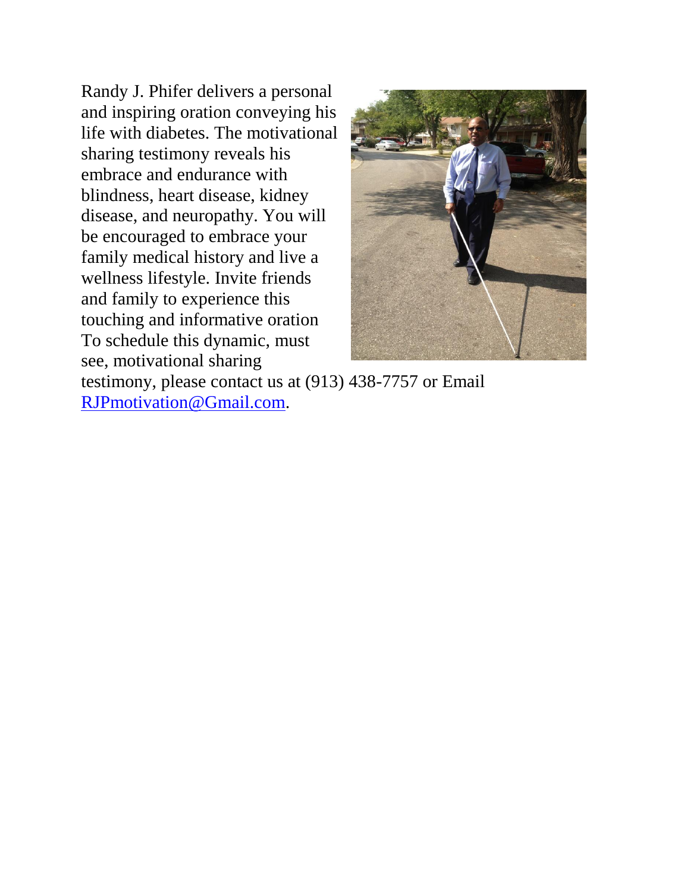Randy J. Phifer delivers a personal and inspiring oration conveying his life with diabetes. The motivational sharing testimony reveals his embrace and endurance with blindness, heart disease, kidney disease, and neuropathy. You will be encouraged to embrace your family medical history and live a wellness lifestyle. Invite friends and family to experience this touching and informative oration To schedule this dynamic, must see, motivational sharing testimony, please contact us at (913) 438-7757 or Email [RJPmotivation@Gmail.com](mailto:RJPmotivation@Gmail.com).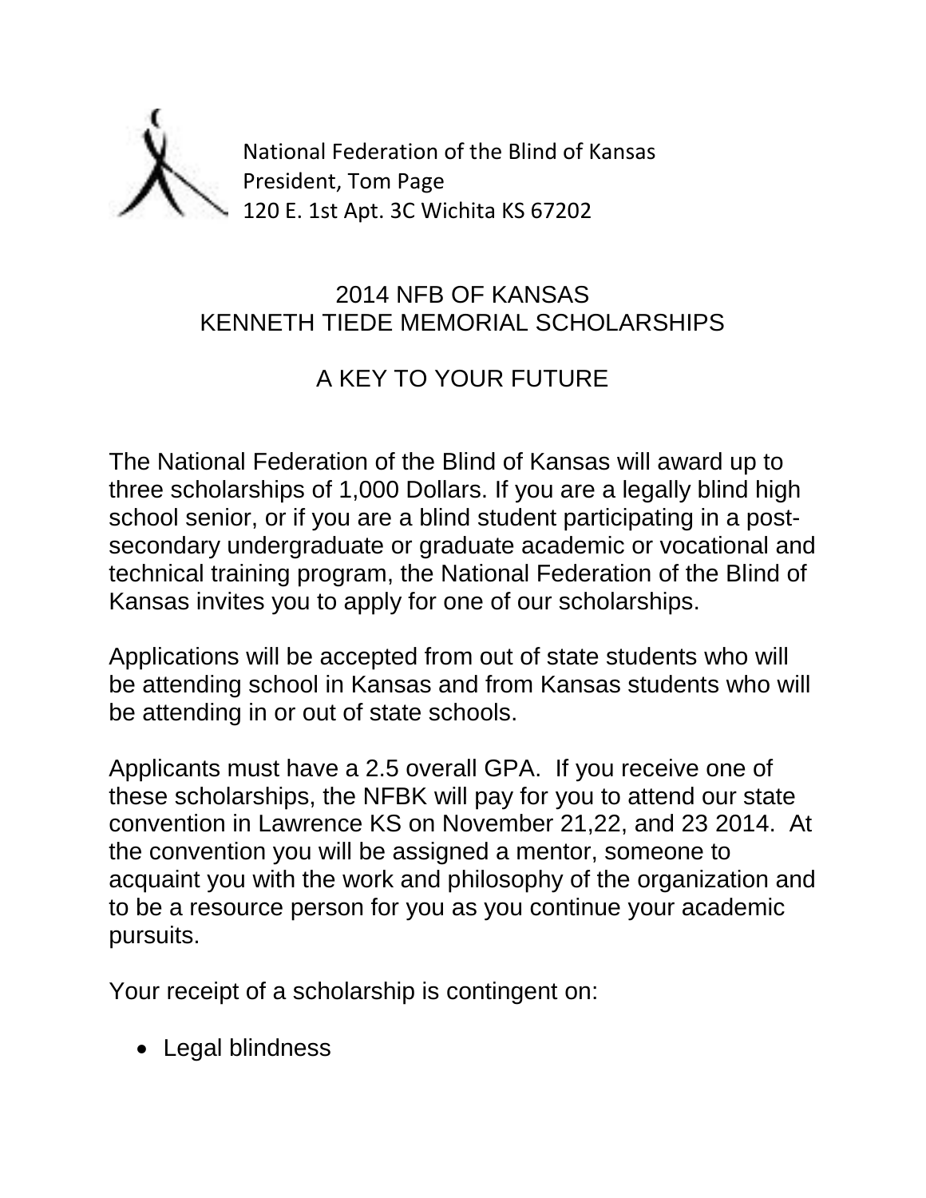National Federation of the Blind of Kansas
President, Tom Page
120 E. 1st Apt. 3C Wichita KS 67202

# 2014 NFB OF KANSAS KENNETH TIEDE MEMORIAL SCHOLARSHIPS

## A KEY TO YOUR FUTURE

The National Federation of the Blind of Kansas will award up to three scholarships of 1,000 Dollars. If you are a legally blind high school senior, or if you are a blind student participating in a post-secondary undergraduate or graduate academic or vocational and technical training program, the National Federation of the Blind of Kansas invites you to apply for one of our scholarships.

Applications will be accepted from out of state students who will be attending school in Kansas and from Kansas students who will be attending in or out of state schools.

Applicants must have a 2.5 overall GPA. If you receive one of these scholarships, the NFBK will pay for you to attend our state convention in Lawrence KS on November 21,22, and 23 2014. At the convention you will be assigned a mentor, someone to acquaint you with the work and philosophy of the organization and to be a resource person for you as you continue your academic pursuits.

Your receipt of a scholarship is contingent on:

- Legal blindness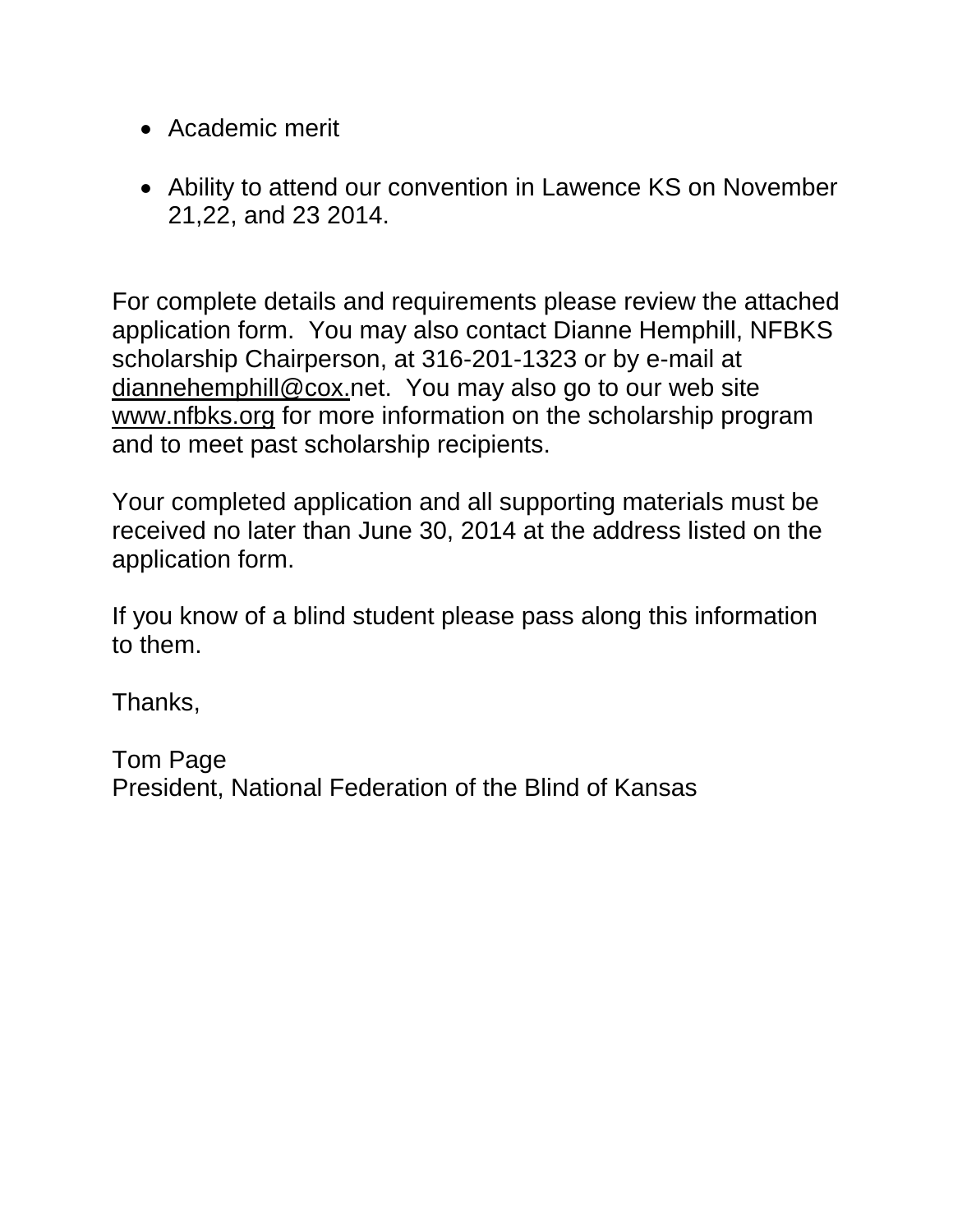- Academic merit
- Ability to attend our convention in Lawence KS on November 21,22, and 23 2014.

For complete details and requirements please review the attached application form. You may also contact Dianne Hemphill, NFBKS scholarship Chairperson, at 316-201-1323 or by e-mail at diannehemphill@cox.net. You may also go to our web site www.nfbks.org for more information on the scholarship program and to meet past scholarship recipients.

Your completed application and all supporting materials must be received no later than June 30, 2014 at the address listed on the application form.

If you know of a blind student please pass along this information to them.

Thanks,

Tom Page
President, National Federation of the Blind of Kansas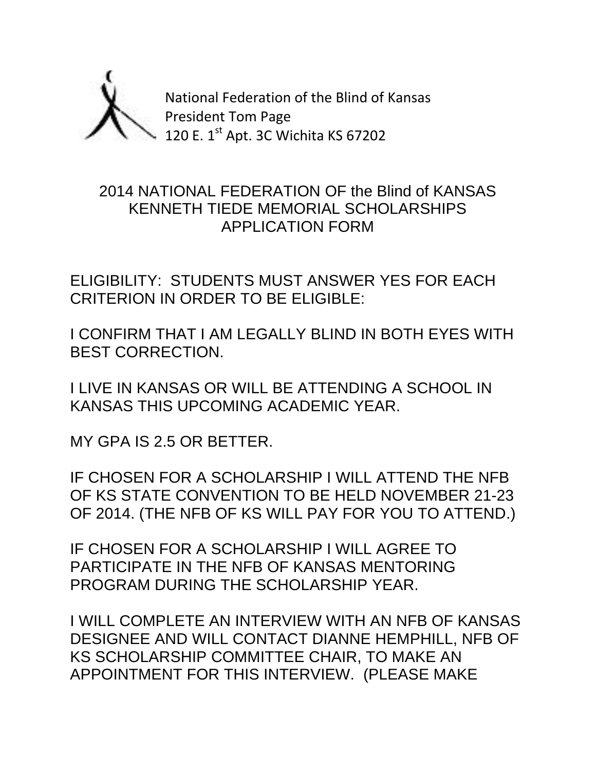National Federation of the Blind of Kansas
President Tom Page
120 E. 1st Apt. 3C Wichita KS 67202

# 2014 NATIONAL FEDERATION OF the Blind of KANSAS KENNETH TIEDE MEMORIAL SCHOLARSHIPS APPLICATION FORM

ELIGIBILITY: STUDENTS MUST ANSWER YES FOR EACH CRITERION IN ORDER TO BE ELIGIBLE:

I CONFIRM THAT I AM LEGALLY BLIND IN BOTH EYES WITH BEST CORRECTION.

I LIVE IN KANSAS OR WILL BE ATTENDING A SCHOOL IN KANSAS THIS UPCOMING ACADEMIC YEAR.

MY GPA IS 2.5 OR BETTER.

IF CHOSEN FOR A SCHOLARSHIP I WILL ATTEND THE NFB OF KS STATE CONVENTION TO BE HELD NOVEMBER 21-23 OF 2014. (THE NFB OF KS WILL PAY FOR YOU TO ATTEND.)

IF CHOSEN FOR A SCHOLARSHIP I WILL AGREE TO PARTICIPATE IN THE NFB OF KANSAS MENTORING PROGRAM DURING THE SCHOLARSHIP YEAR.

I WILL COMPLETE AN INTERVIEW WITH AN NFB OF KANSAS DESIGNEE AND WILL CONTACT DIANNE HEMPHILL, NFB OF KS SCHOLARSHIP COMMITTEE CHAIR, TO MAKE AN APPOINTMENT FOR THIS INTERVIEW. (PLEASE MAKE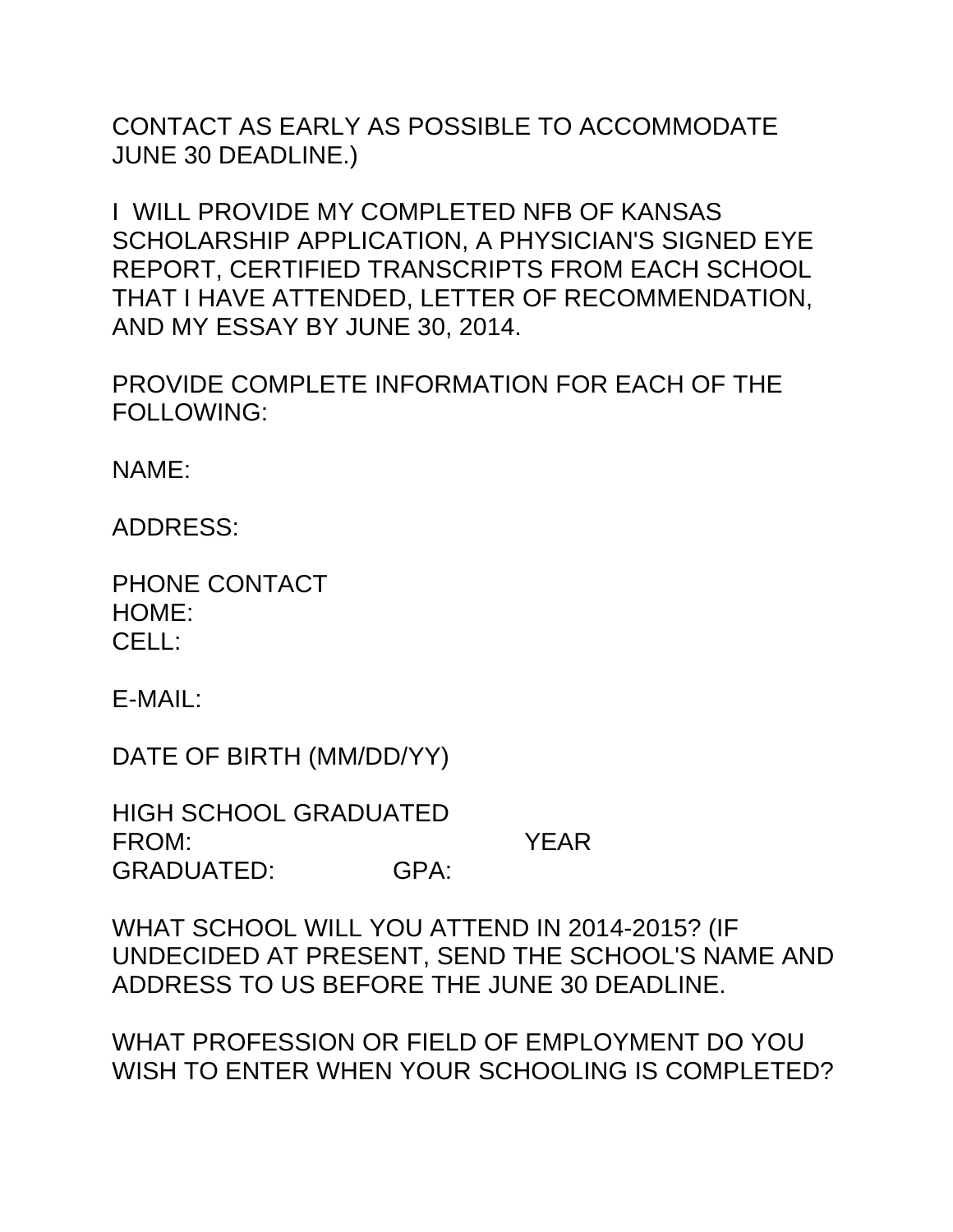CONTACT AS EARLY AS POSSIBLE TO ACCOMMODATE JUNE 30 DEADLINE.)

I WILL PROVIDE MY COMPLETED NFB OF KANSAS SCHOLARSHIP APPLICATION, A PHYSICIAN'S SIGNED EYE REPORT, CERTIFIED TRANSCRIPTS FROM EACH SCHOOL THAT I HAVE ATTENDED, LETTER OF RECOMMENDATION, AND MY ESSAY BY JUNE 30, 2014.

PROVIDE COMPLETE INFORMATION FOR EACH OF THE FOLLOWING:

NAME:

ADDRESS:

PHONE CONTACT
HOME:
CELL:

E-MAIL:

DATE OF BIRTH (MM/DD/YY)

HIGH SCHOOL GRADUATED FROM: YEAR GRADUATED: GPA:

WHAT SCHOOL WILL YOU ATTEND IN 2014-2015? (IF UNDECIDED AT PRESENT, SEND THE SCHOOL'S NAME AND ADDRESS TO US BEFORE THE JUNE 30 DEADLINE.

WHAT PROFESSION OR FIELD OF EMPLOYMENT DO YOU WISH TO ENTER WHEN YOUR SCHOOLING IS COMPLETED?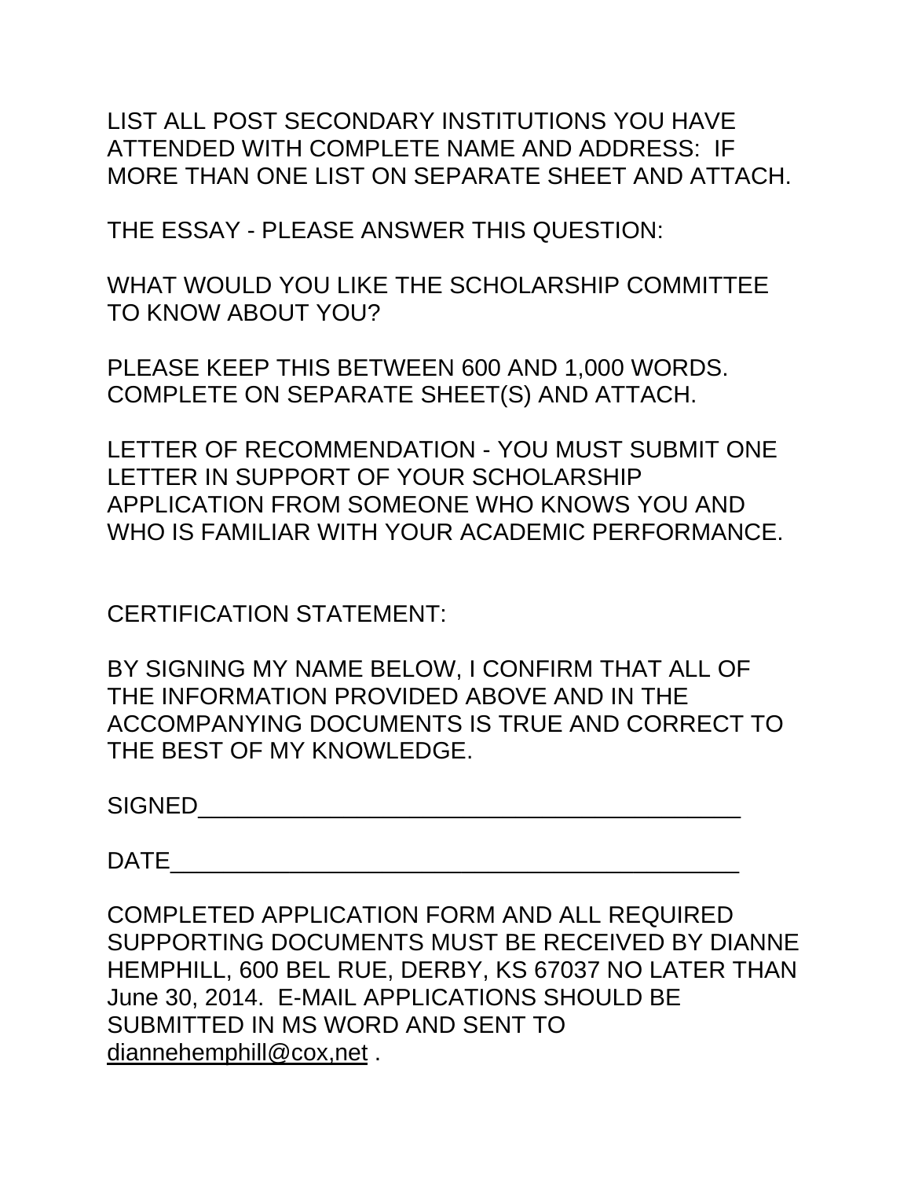LIST ALL POST SECONDARY INSTITUTIONS YOU HAVE ATTENDED WITH COMPLETE NAME AND ADDRESS: IF MORE THAN ONE LIST ON SEPARATE SHEET AND ATTACH.

THE ESSAY - PLEASE ANSWER THIS QUESTION:

WHAT WOULD YOU LIKE THE SCHOLARSHIP COMMITTEE TO KNOW ABOUT YOU?

PLEASE KEEP THIS BETWEEN 600 AND 1,000 WORDS. COMPLETE ON SEPARATE SHEET(S) AND ATTACH.

LETTER OF RECOMMENDATION - YOU MUST SUBMIT ONE LETTER IN SUPPORT OF YOUR SCHOLARSHIP APPLICATION FROM SOMEONE WHO KNOWS YOU AND WHO IS FAMILIAR WITH YOUR ACADEMIC PERFORMANCE.

CERTIFICATION STATEMENT:

BY SIGNING MY NAME BELOW, I CONFIRM THAT ALL OF THE INFORMATION PROVIDED ABOVE AND IN THE ACCOMPANYING DOCUMENTS IS TRUE AND CORRECT TO THE BEST OF MY KNOWLEDGE.

SIGNED____________________________________________

DATE______________________________________________

COMPLETED APPLICATION FORM AND ALL REQUIRED SUPPORTING DOCUMENTS MUST BE RECEIVED BY DIANNE HEMPHILL, 600 BEL RUE, DERBY, KS 67037 NO LATER THAN June 30, 2014. E-MAIL APPLICATIONS SHOULD BE SUBMITTED IN MS WORD AND SENT TO diannehemphill@cox,net .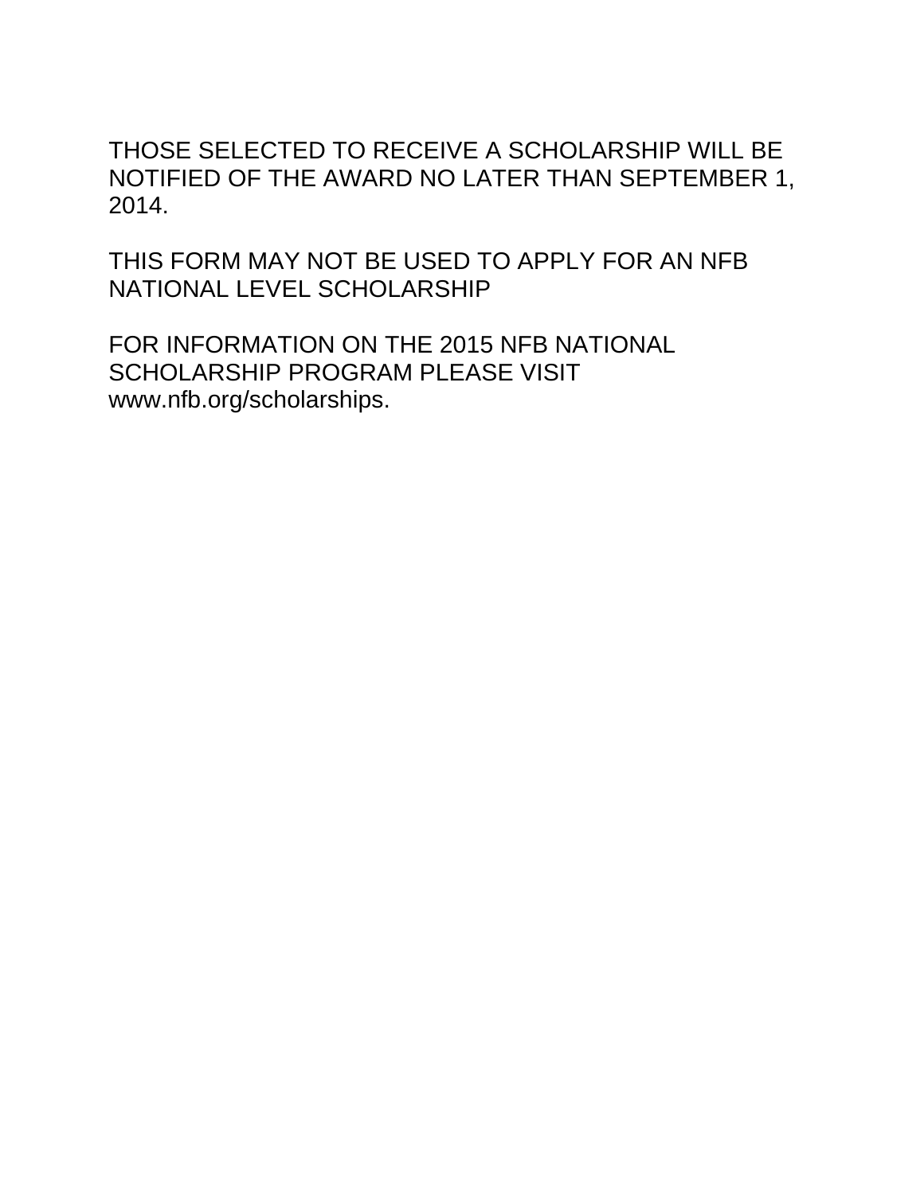THOSE SELECTED TO RECEIVE A SCHOLARSHIP WILL BE NOTIFIED OF THE AWARD NO LATER THAN SEPTEMBER 1, 2014.

THIS FORM MAY NOT BE USED TO APPLY FOR AN NFB NATIONAL LEVEL SCHOLARSHIP

FOR INFORMATION ON THE 2015 NFB NATIONAL SCHOLARSHIP PROGRAM PLEASE VISIT www.nfb.org/scholarships.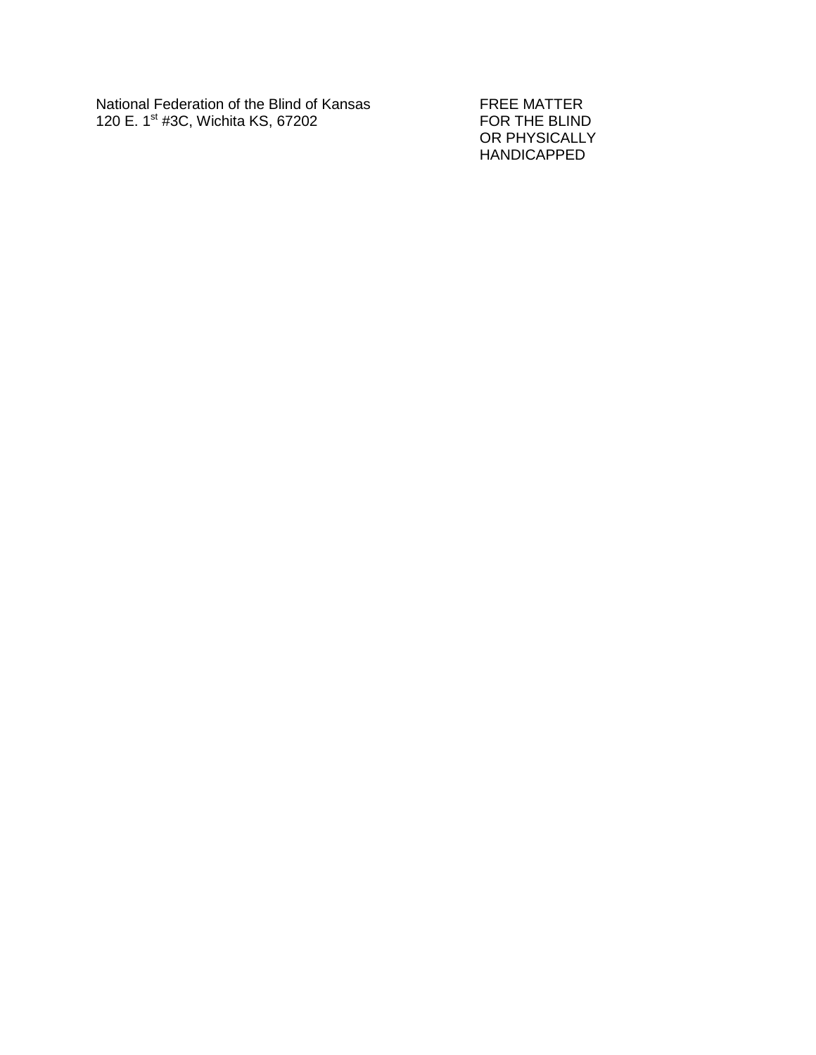National Federation of the Blind of Kansas
120 E. 1st #3C, Wichita KS, 67202

FREE MATTER
FOR THE BLIND
OR PHYSICALLY
HANDICAPPED